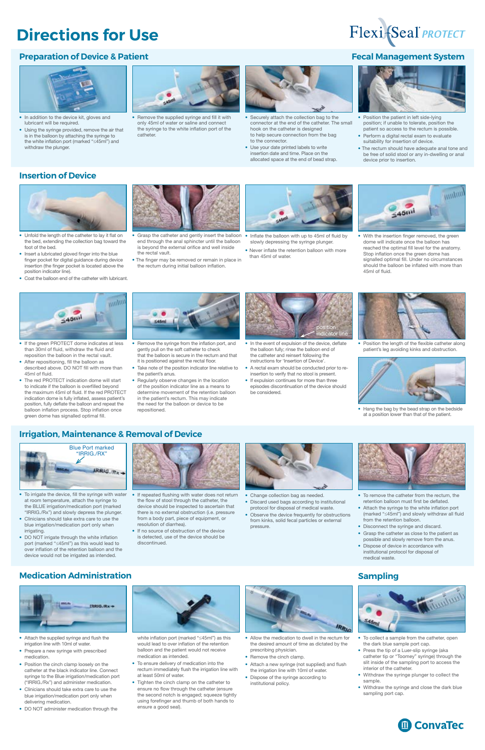# Directions for Use

Flexi-Seal® PROTECT

## Preparation of Device & Patient

## Fecal Management System

- In addition to the device kit, gloves and lubricant will be required.
- Using the syringe provided, remove the air that is in the balloon by attaching the syringe to the white inflation port (marked "≤45ml") and withdraw the plunger.

- Remove the supplied syringe and fill it with only 45ml of water or saline and connect the syringe to the white inflation port of the catheter.

- Securely attach the collection bag to the connector at the end of the catheter. The small hook on the catheter is designed to help secure connection from the bag to the connector.
- Use your date printed labels to write insertion date and time. Place on the allocated space at the end of bead strap.

- Position the patient in left side-lying position; if unable to tolerate, position the patient so access to the rectum is possible.
- Perform a digital rectal exam to evaluate suitability for insertion of device.
- The rectum should have adequate anal tone and be free of solid stool or any in-dwelling or anal device prior to insertion.

## Insertion of Device

- Unfold the length of the catheter to lay it flat on the bed, extending the collection bag toward the foot of the bed.
- Insert a lubricated gloved finger into the blue finger pocket for digital guidance during device insertion (the finger pocket is located above the position indicator line).
- Coat the balloon end of the catheter with lubricant.

- Grasp the catheter and gently insert the balloon end through the anal sphincter until the balloon is beyond the external orifice and well inside the rectal vault.
- The finger may be removed or remain in place in the rectum during initial balloon inflation.

- Inflate the balloon with up to 45ml of fluid by slowly depressing the syringe plunger.
- Never inflate the retention balloon with more than 45ml of water.

- With the insertion finger removed, the green dome will indicate once the balloon has reached the optimal fill level for the anatomy. Stop inflation once the green dome has signalled optimal fill. Under no circumstances should the balloon be inflated with more than 45ml of fluid.

- If the green PROTECT dome indicates at less than 30ml of fluid, withdraw the fluid and reposition the balloon in the rectal vault.
- After repositioning, fill the balloon as described above. DO NOT fill with more than 45ml of fluid.
- The red PROTECT indication dome will start to indicate if the balloon is overfilled beyond the maximum 45ml of fluid. If the red PROTECT indication dome is fully inflated, assess patient's position, fully deflate the balloon and repeat the balloon inflation process. Stop inflation once green dome has signalled optimal fill.

- Remove the syringe from the inflation port, and gently pull on the soft catheter to check that the balloon is secure in the rectum and that it is positioned against the rectal floor.
- Take note of the position indicator line relative to the patient's anus.
- Regularly observe changes in the location of the position indicator line as a means to determine movement of the retention balloon in the patient's rectum. This may indicate the need for the balloon or device to be repositioned.

position indicator line

- In the event of expulsion of the device, deflate the balloon fully; rinse the balloon end of the catheter and reinsert following the instructions for 'Insertion of Device'.
- A rectal exam should be conducted prior to re-insertion to verify that no stool is present.
- If expulsion continues for more than three episodes discontinuation of the device should be considered.

- Position the length of the flexible catheter along patient's leg avoiding kinks and obstruction.

- Hang the bag by the bead strap on the bedside at a position lower than that of the patient.

## Irrigation, Maintenance & Removal of Device

Blue Port marked "IRRIG./RX"

- To irrigate the device, fill the syringe with water at room temperature, attach the syringe to the BLUE irrigation/medication port (marked "IRRIG./Rx") and slowly depress the plunger.
- Clinicians should take extra care to use the blue irrigation/medication port only when irrigating.
- DO NOT irrigate through the white inflation port (marked "≤45ml") as this would lead to over inflation of the retention balloon and the device would not be irrigated as intended.

- If repeated flushing with water does not return the flow of stool through the catheter, the device should be inspected to ascertain that there is no external obstruction (i.e. pressure from a body part, piece of equipment, or resolution of diarrhea).
- If no source of obstruction of the device is detected, use of the device should be discontinued.

- Change collection bag as needed.
- Discard used bags according to institutional protocol for disposal of medical waste.
- Observe the device frequently for obstructions from kinks, solid fecal particles or external pressure.

- To remove the catheter from the rectum, the retention balloon must first be deflated.
- Attach the syringe to the white inflation port (marked "≤45ml") and slowly withdraw all fluid from the retention balloon.
- Disconnect the syringe and discard.
- Grasp the catheter as close to the patient as possible and slowly remove from the anus.
- Dispose of device in accordance with institutional protocol for disposal of medical waste.

## Medication Administration

- Attach the supplied syringe and flush the irrigation line with 10ml of water.
- Prepare a new syringe with prescribed medication.
- Position the cinch clamp loosely on the catheter at the black indicator line. Connect syringe to the Blue irrigation/medication port ("IRRIG./Rx") and administer medication.
- Clinicians should take extra care to use the blue irrigation/medication port only when delivering medication.
- DO NOT administer medication through the white inflation port (marked "≤45ml") as this would lead to over inflation of the retention balloon and the patient would not receive medication as intended.
- To ensure delivery of medication into the rectum immediately flush the irrigation line with at least 50ml of water.
- Tighten the cinch clamp on the catheter to ensure no flow through the catheter (ensure the second notch is engaged; squeeze tightly using forefinger and thumb of both hands to ensure a good seal).

- Allow the medication to dwell in the rectum for the desired amount of time as dictated by the prescribing physician.
- Remove the cinch clamp.
- Attach a new syringe (not supplied) and flush the irrigation line with 10ml of water.
- Dispose of the syringe according to institutional policy.

## Sampling

- To collect a sample from the catheter, open the dark blue sample port cap.
- Press the tip of a Luer-slip syringe (aka catheter tip or "Toomey" syringe) through the slit inside of the sampling port to access the interior of the catheter.
- Withdraw the syringe plunger to collect the sample.
- Withdraw the syringe and close the dark blue sampling port cap.

ConvaTec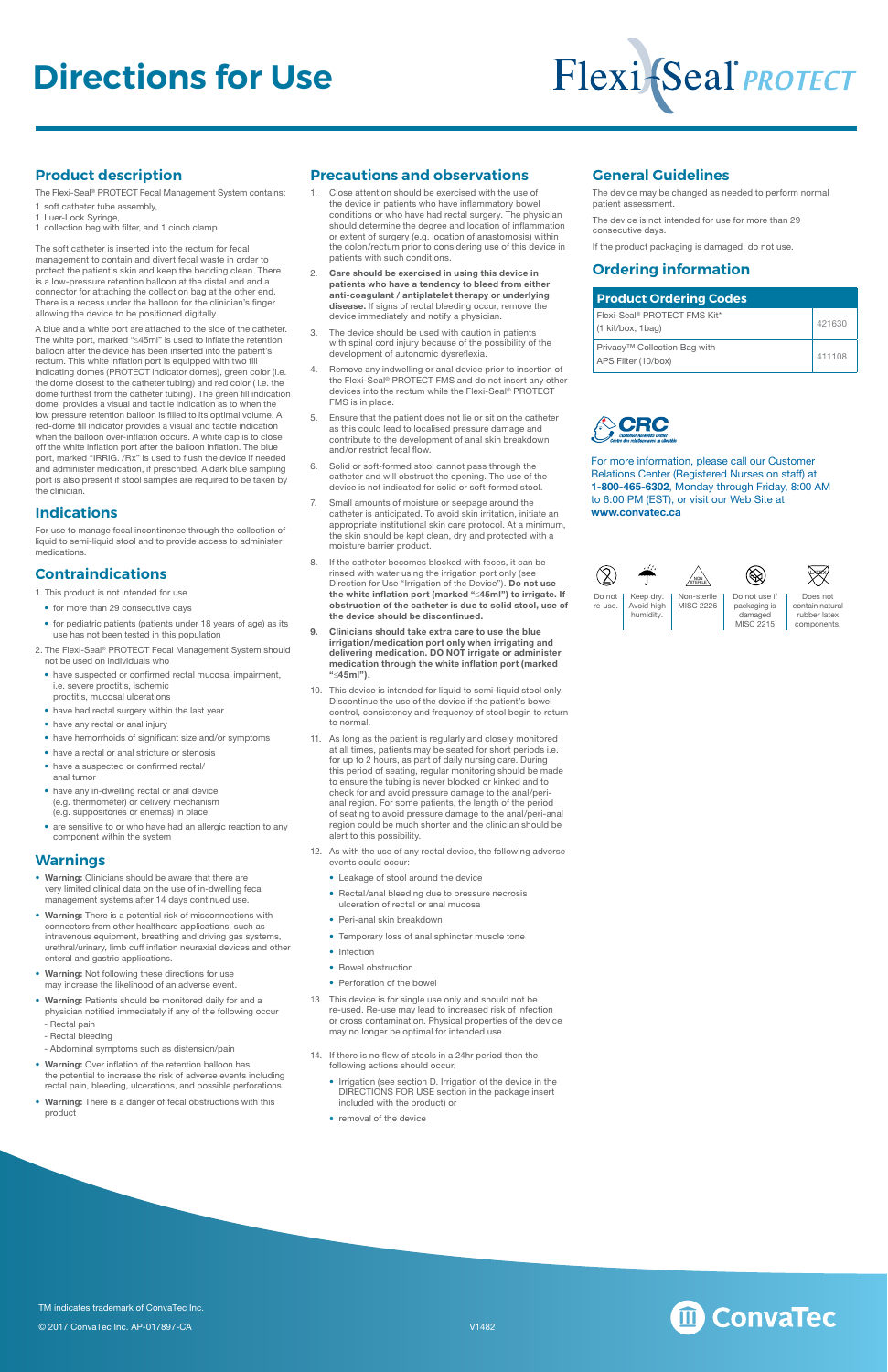# Directions for Use

Flexi-Seal® PROTECT

## Product description

The Flexi-Seal® PROTECT Fecal Management System contains:

1 soft catheter tube assembly,
1 Luer-Lock Syringe,
1 collection bag with filter, and 1 cinch clamp

The soft catheter is inserted into the rectum for fecal management to contain and divert fecal waste in order to protect the patient's skin and keep the bedding clean. There is a low-pressure retention balloon at the distal end and a connector for attaching the collection bag at the other end. There is a recess under the balloon for the clinician's finger allowing the device to be positioned digitally.

A blue and a white port are attached to the side of the catheter. The white port, marked "≤45ml" is used to inflate the retention balloon after the device has been inserted into the patient's rectum. This white inflation port is equipped with two fill indicating domes (PROTECT indicator domes), green color (i.e. the dome closest to the catheter tubing) and red color ( i.e. the dome furthest from the catheter tubing). The green fill indication dome provides a visual and tactile indication as to when the low pressure retention balloon is filled to its optimal volume. A red-dome fill indicator provides a visual and tactile indication when the balloon over-inflation occurs. A white cap is to close off the white inflation port after the balloon inflation. The blue port, marked "IRRIG. /Rx" is used to flush the device if needed and administer medication, if prescribed. A dark blue sampling port is also present if stool samples are required to be taken by the clinician.

## Indications

For use to manage fecal incontinence through the collection of liquid to semi-liquid stool and to provide access to administer medications.

## Contraindications

1. This product is not intended for use
   - for more than 29 consecutive days
   - for pediatric patients (patients under 18 years of age) as its use has not been tested in this population
2. The Flexi-Seal® PROTECT Fecal Management System should not be used on individuals who
   - have suspected or confirmed rectal mucosal impairment, i.e. severe proctitis, ischemic proctitis, mucosal ulcerations
   - have had rectal surgery within the last year
   - have any rectal or anal injury
   - have hemorrhoids of significant size and/or symptoms
   - have a rectal or anal stricture or stenosis
   - have a suspected or confirmed rectal/ anal tumor
   - have any in-dwelling rectal or anal device (e.g. thermometer) or delivery mechanism (e.g. suppositories or enemas) in place
   - are sensitive to or who have had an allergic reaction to any component within the system

## Warnings

- **Warning:** Clinicians should be aware that there are very limited clinical data on the use of in-dwelling fecal management systems after 14 days continued use.
- **Warning:** There is a potential risk of misconnections with connectors from other healthcare applications, such as intravenous equipment, breathing and driving gas systems, urethral/urinary, limb cuff inflation neuraxial devices and other enteral and gastric applications.
- **Warning:** Not following these directions for use may increase the likelihood of an adverse event.
- **Warning:** Patients should be monitored daily for and a physician notified immediately if any of the following occur
  - Rectal pain
  - Rectal bleeding
  - Abdominal symptoms such as distension/pain
- **Warning:** Over inflation of the retention balloon has the potential to increase the risk of adverse events including rectal pain, bleeding, ulcerations, and possible perforations.
- **Warning:** There is a danger of fecal obstructions with this product

## Precautions and observations

1. Close attention should be exercised with the use of the device in patients who have inflammatory bowel conditions or who have had rectal surgery. The physician should determine the degree and location of inflammation or extent of surgery (e.g. location of anastomosis) within the colon/rectum prior to considering use of this device in patients with such conditions.
2. **Care should be exercised in using this device in patients who have a tendency to bleed from either anti-coagulant / antiplatelet therapy or underlying disease.** If signs of rectal bleeding occur, remove the device immediately and notify a physician.
3. The device should be used with caution in patients with spinal cord injury because of the possibility of the development of autonomic dysreflexia.
4. Remove any indwelling or anal device prior to insertion of the Flexi-Seal® PROTECT FMS and do not insert any other devices into the rectum while the Flexi-Seal® PROTECT FMS is in place.
5. Ensure that the patient does not lie or sit on the catheter as this could lead to localised pressure damage and contribute to the development of anal skin breakdown and/or restrict fecal flow.
6. Solid or soft-formed stool cannot pass through the catheter and will obstruct the opening. The use of the device is not indicated for solid or soft-formed stool.
7. Small amounts of moisture or seepage around the catheter is anticipated. To avoid skin irritation, initiate an appropriate institutional skin care protocol. At a minimum, the skin should be kept clean, dry and protected with a moisture barrier product.
8. If the catheter becomes blocked with feces, it can be rinsed with water using the irrigation port only (see Direction for Use "Irrigation of the Device"). **Do not use the white inflation port (marked "≤45ml") to irrigate. If obstruction of the catheter is due to solid stool, use of the device should be discontinued.**
9. **Clinicians should take extra care to use the blue irrigation/medication port only when irrigating and delivering medication. DO NOT irrigate or administer medication through the white inflation port (marked "≤45ml").**
10. This device is intended for liquid to semi-liquid stool only. Discontinue the use of the device if the patient's bowel control, consistency and frequency of stool begin to return to normal.
11. As long as the patient is regularly and closely monitored at all times, patients may be seated for short periods i.e. for up to 2 hours, as part of daily nursing care. During this period of seating, regular monitoring should be made to ensure the tubing is never blocked or kinked and to check for and avoid pressure damage to the anal/peri-anal region. For some patients, the length of the period of seating to avoid pressure damage to the anal/peri-anal region could be much shorter and the clinician should be alert to this possibility.
12. As with the use of any rectal device, the following adverse events could occur:
    - Leakage of stool around the device
    - Rectal/anal bleeding due to pressure necrosis ulceration of rectal or anal mucosa
    - Peri-anal skin breakdown
    - Temporary loss of anal sphincter muscle tone
    - Infection
    - Bowel obstruction
    - Perforation of the bowel
13. This device is for single use only and should not be re-used. Re-use may lead to increased risk of infection or cross contamination. Physical properties of the device may no longer be optimal for intended use.
14. If there is no flow of stools in a 24hr period then the following actions should occur,
    - Irrigation (see section D. Irrigation of the device in the DIRECTIONS FOR USE section in the package insert included with the product) or
    - removal of the device

## General Guidelines

The device may be changed as needed to perform normal patient assessment.

The device is not intended for use for more than 29 consecutive days.

If the product packaging is damaged, do not use.

## Ordering information

| Product Ordering Codes | |
|---|---|
| Flexi-Seal® PROTECT FMS Kit* (1 kit/box, 1bag) | 421630 |
| Privacy™ Collection Bag with APS Filter (10/box) | 411108 |

CRC Customer Relations Center / Centre des relations avec la clientèle

For more information, please call our Customer Relations Center (Registered Nurses on staff) at **1-800-465-6302**, Monday through Friday, 8:00 AM to 6:00 PM (EST), or visit our Web Site at **www.convatec.ca**

Do not re-use. | Keep dry. Avoid high humidity. | Non-sterile MISC 2226 | Do not use if packaging is damaged MISC 2215 | Does not contain natural rubber latex components.

TM indicates trademark of ConvaTec Inc.

© 2017 ConvaTec Inc. AP-017897-CA

V1482

ConvaTec